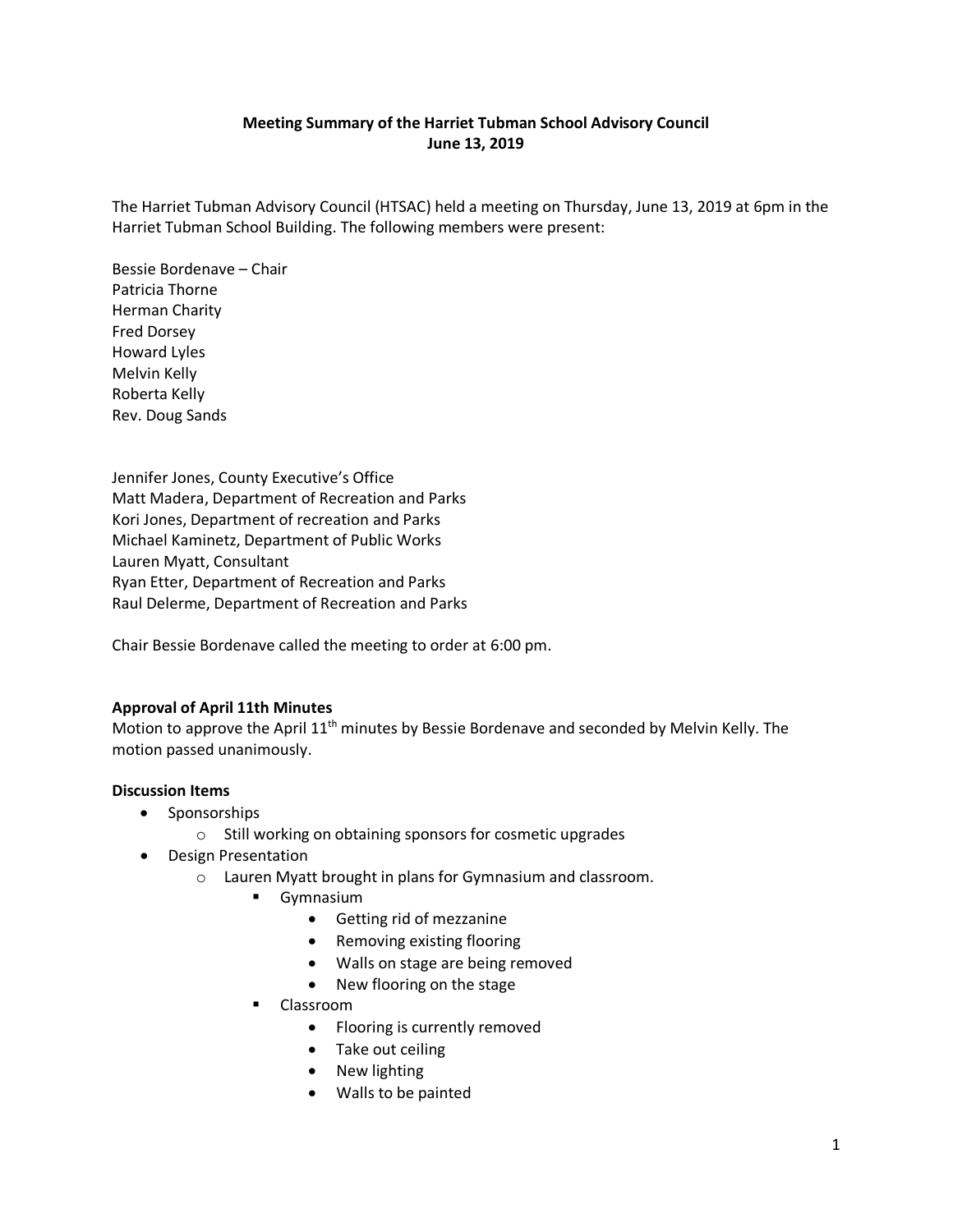**Meeting Summary of the Harriet Tubman School Advisory Council**
**June 13, 2019**

The Harriet Tubman Advisory Council (HTSAC) held a meeting on Thursday, June 13, 2019 at 6pm in the Harriet Tubman School Building. The following members were present:

Bessie Bordenave – Chair
Patricia Thorne
Herman Charity
Fred Dorsey
Howard Lyles
Melvin Kelly
Roberta Kelly
Rev. Doug Sands

Jennifer Jones, County Executive's Office
Matt Madera, Department of Recreation and Parks
Kori Jones, Department of recreation and Parks
Michael Kaminetz, Department of Public Works
Lauren Myatt, Consultant
Ryan Etter, Department of Recreation and Parks
Raul Delerme, Department of Recreation and Parks

Chair Bessie Bordenave called the meeting to order at 6:00 pm.

**Approval of April 11th Minutes**

Motion to approve the April 11th minutes by Bessie Bordenave and seconded by Melvin Kelly. The motion passed unanimously.

**Discussion Items**

- Sponsorships
  - Still working on obtaining sponsors for cosmetic upgrades
- Design Presentation
  - Lauren Myatt brought in plans for Gymnasium and classroom.
    - Gymnasium
      - Getting rid of mezzanine
      - Removing existing flooring
      - Walls on stage are being removed
      - New flooring on the stage
    - Classroom
      - Flooring is currently removed
      - Take out ceiling
      - New lighting
      - Walls to be painted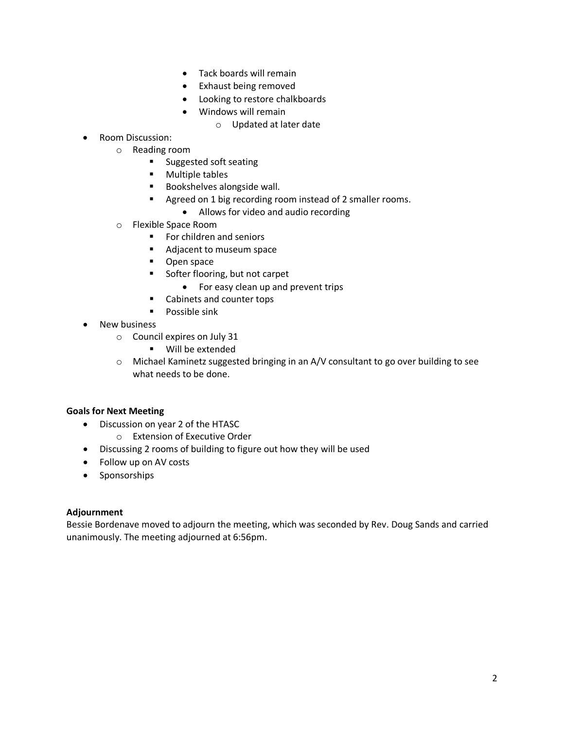- Tack boards will remain
        - Exhaust being removed
        - Looking to restore chalkboards
        - Windows will remain
          - Updated at later date
- Room Discussion:
  - Reading room
    - Suggested soft seating
    - Multiple tables
    - Bookshelves alongside wall.
    - Agreed on 1 big recording room instead of 2 smaller rooms.
      - Allows for video and audio recording
  - Flexible Space Room
    - For children and seniors
    - Adjacent to museum space
    - Open space
    - Softer flooring, but not carpet
      - For easy clean up and prevent trips
    - Cabinets and counter tops
    - Possible sink
- New business
  - Council expires on July 31
    - Will be extended
  - Michael Kaminetz suggested bringing in an A/V consultant to go over building to see what needs to be done.

**Goals for Next Meeting**

- Discussion on year 2 of the HTASC
  - Extension of Executive Order
- Discussing 2 rooms of building to figure out how they will be used
- Follow up on AV costs
- Sponsorships

**Adjournment**

Bessie Bordenave moved to adjourn the meeting, which was seconded by Rev. Doug Sands and carried unanimously. The meeting adjourned at 6:56pm.